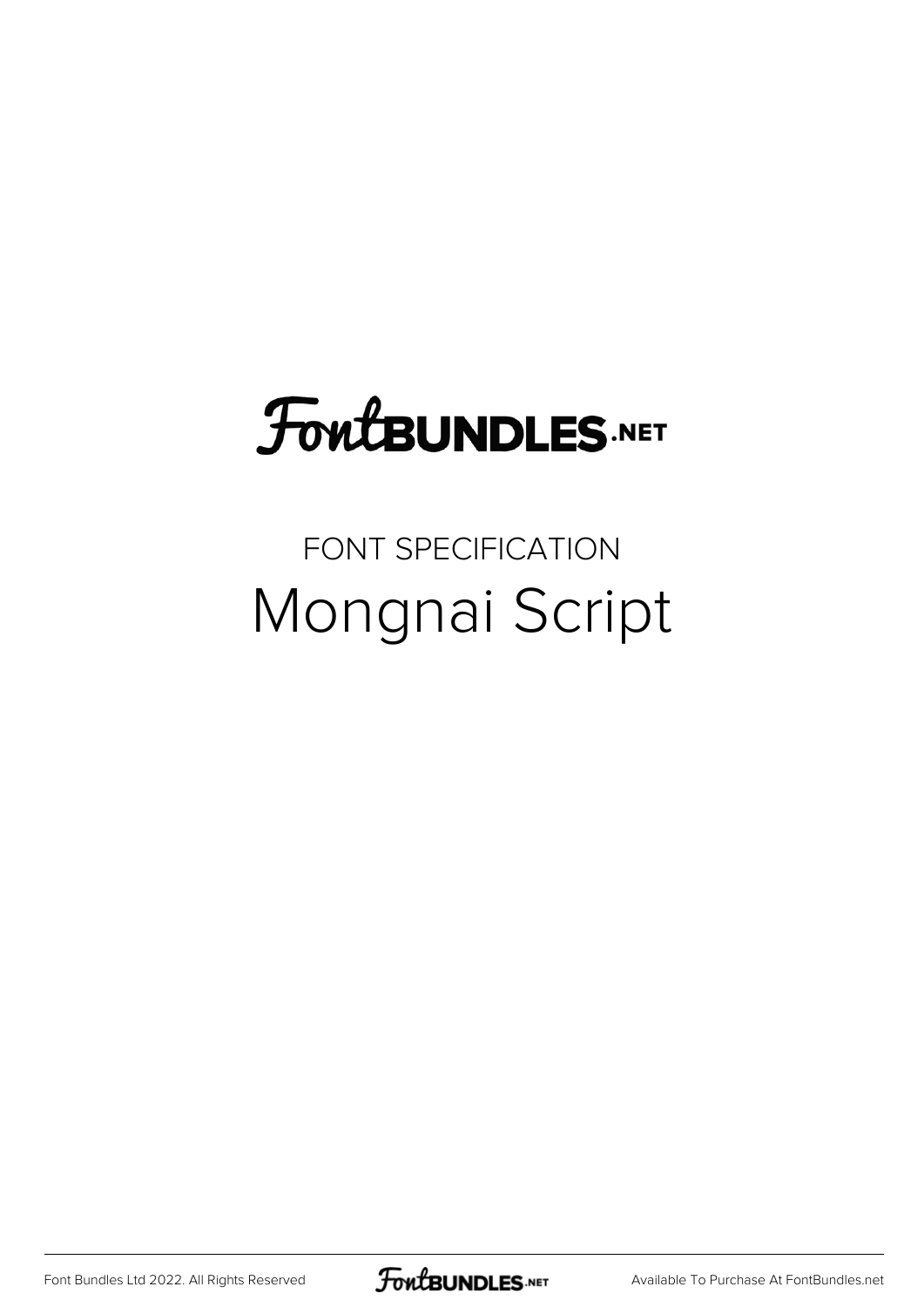FontBUNDLES.NET

FONT SPECIFICATION

# Mongnai Script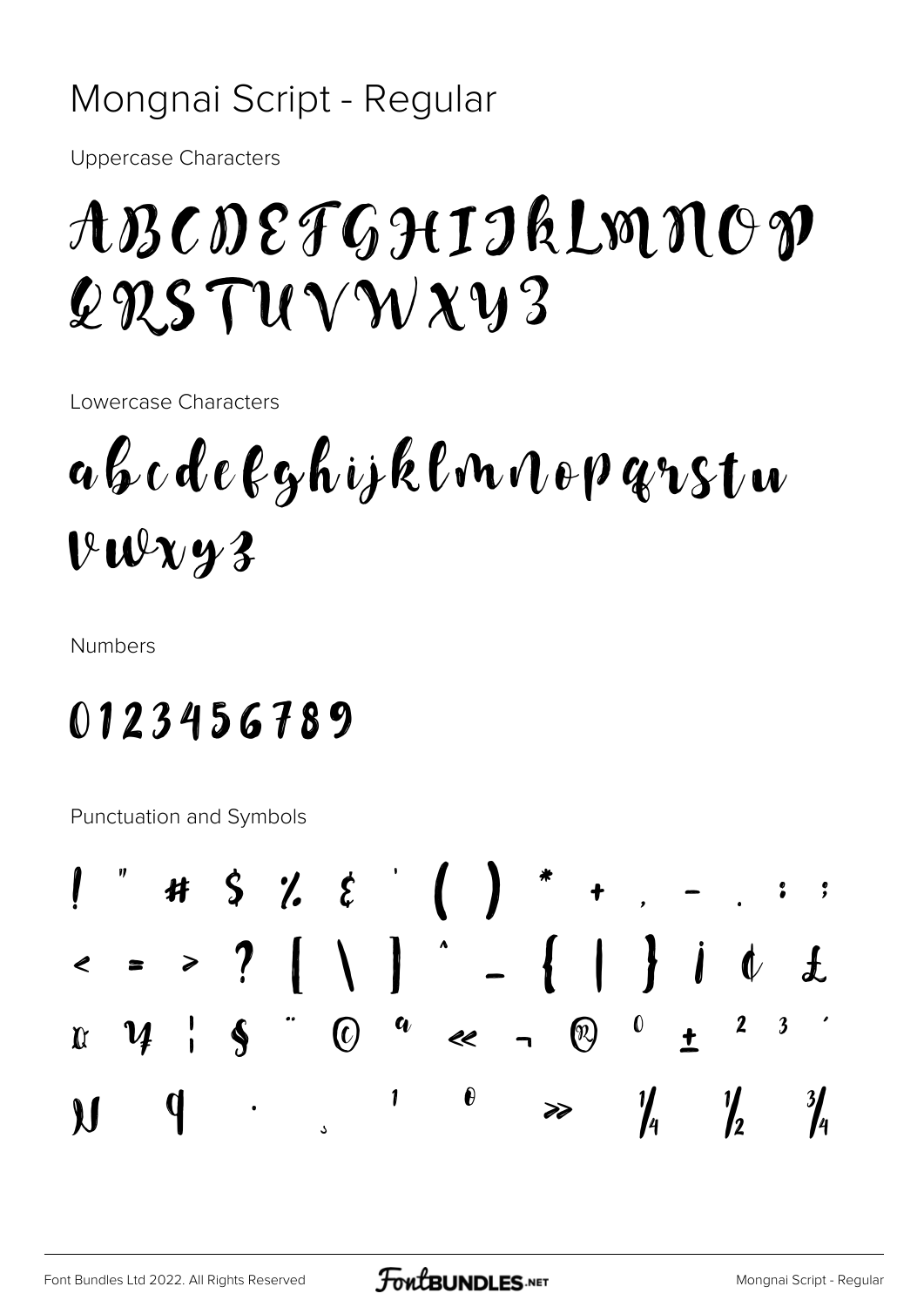# Mongnai Script - Regular

Uppercase Characters

ABCDEFGHIJKLMNOP
QRSTUVWXYZ

Lowercase Characters

abcdefghijklmnopqrstu
vwxyz

Numbers

0123456789

Punctuation and Symbols

! " # $ % & ' ( ) * + , - . : ;
< = > ? [ \ ] ^ _ { | } ¡ ¢ £
¤ ¥ ¦ § ¨ © ª « ¬ ® ° ± ² ³ ´
µ ¶ · ¸ ¹ º » ¼ ½ ¾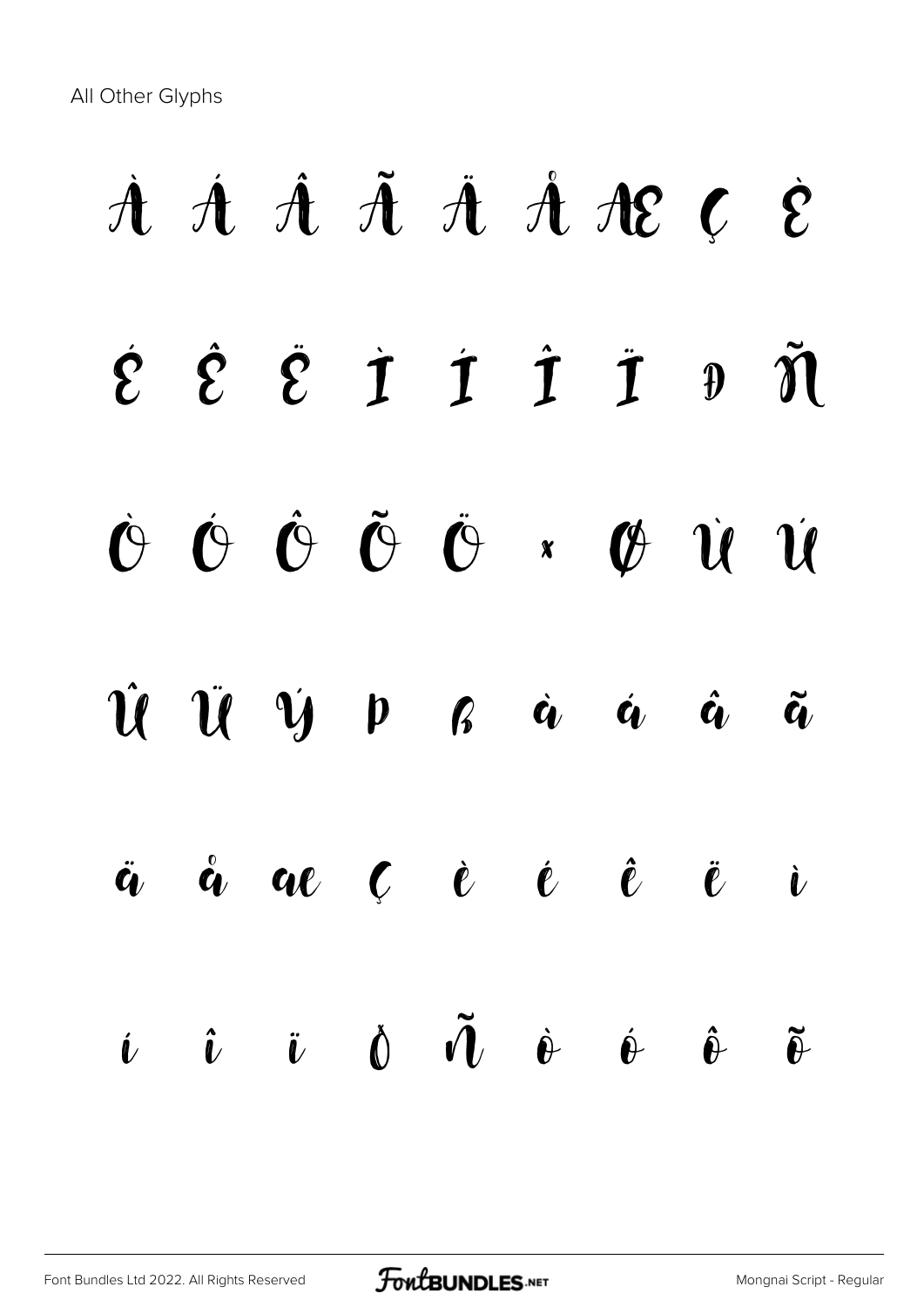All Other Glyphs

À Á Â Ã Ä Å Æ Ç È

É Ê Ë Ì Í Î Ï Đ Ñ

Ò Ó Ô Õ Ö × Ø Ù Ú

Û Ü Ý Þ ß à á â ã

ä å æ ç è é ê ë ì

í î ï ð ñ ò ó ô õ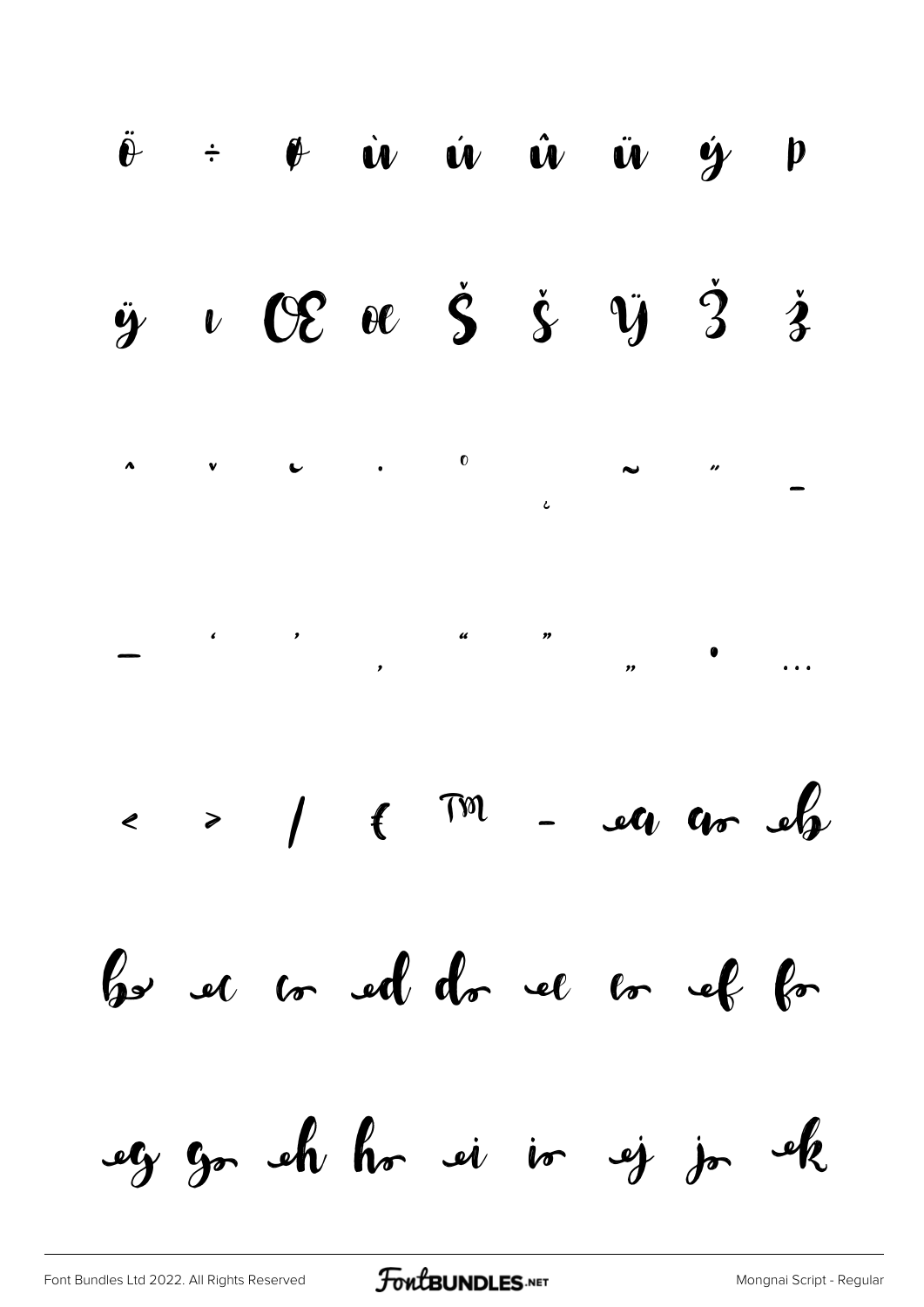ö ÷ ø ù ú û ü ý þ

ÿ ı Œ œ Š š Ÿ Ž ž

ˆ ˇ ˘ ˙ ˚ ˛ ˜ ˝ –

— ‘ ’ ‚ “ ” „ • …

‹ › ⁄ € ™ − ea ao eb

bo ec co ed do ee eo ef fo

eg go eh ho ei io ej jo ek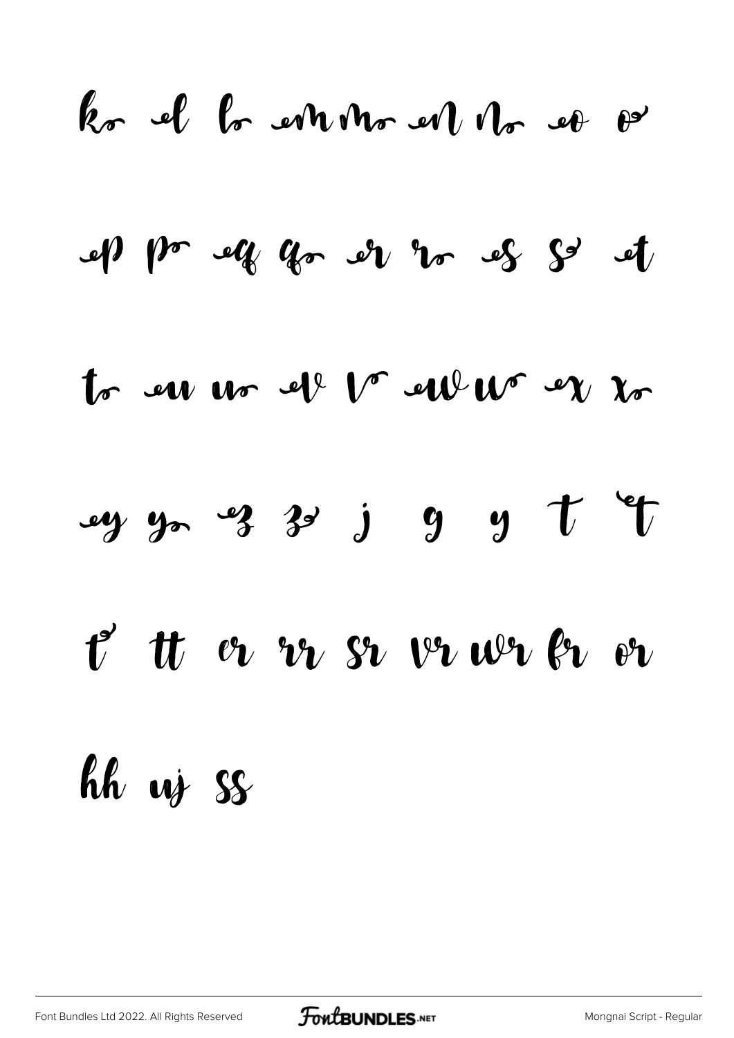ko el lo em mo en no eo o

ep po eq qo er ro es so et

to eu uo ev vo ew wo ex xo

ey yo ez zo j g y t t

t tt er rr sr vr wr fr or

hh uj ss